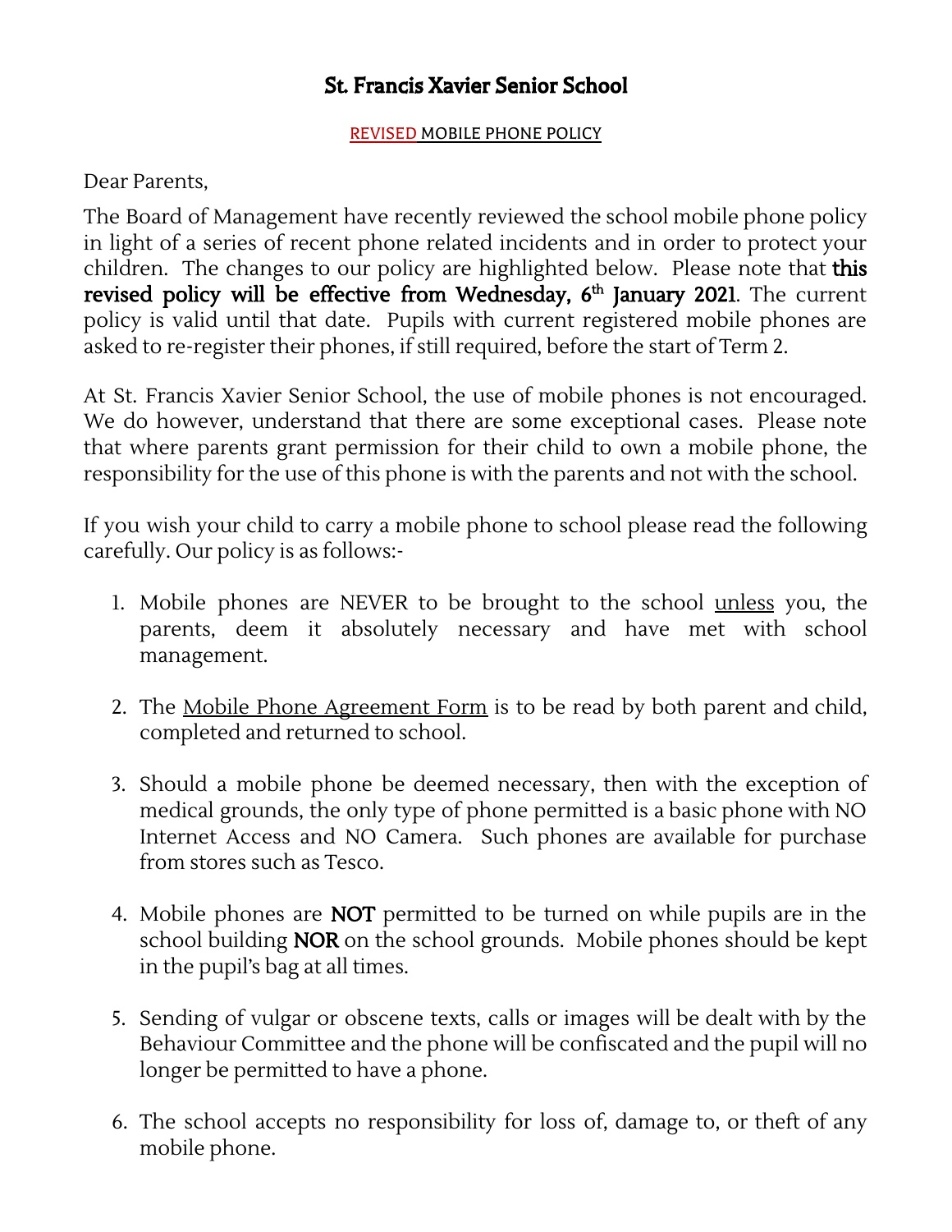# St. Francis Xavier Senior School

<u>REVISED MOBILE PHONE POLICY</u>

Dear Parents,

The Board of Management have recently reviewed the school mobile phone policy in light of a series of recent phone related incidents and in order to protect your children. The changes to our policy are highlighted below. Please note that **this revised policy will be effective from Wednesday, 6th January 2021**. The current policy is valid until that date. Pupils with current registered mobile phones are asked to re-register their phones, if still required, before the start of Term 2.

At St. Francis Xavier Senior School, the use of mobile phones is not encouraged. We do however, understand that there are some exceptional cases. Please note that where parents grant permission for their child to own a mobile phone, the responsibility for the use of this phone is with the parents and not with the school.

If you wish your child to carry a mobile phone to school please read the following carefully. Our policy is as follows:-

1. Mobile phones are NEVER to be brought to the school <u>unless</u> you, the parents, deem it absolutely necessary and have met with school management.

2. The <u>Mobile Phone Agreement Form</u> is to be read by both parent and child, completed and returned to school.

3. Should a mobile phone be deemed necessary, then with the exception of medical grounds, the only type of phone permitted is a basic phone with NO Internet Access and NO Camera. Such phones are available for purchase from stores such as Tesco.

4. Mobile phones are **NOT** permitted to be turned on while pupils are in the school building **NOR** on the school grounds. Mobile phones should be kept in the pupil's bag at all times.

5. Sending of vulgar or obscene texts, calls or images will be dealt with by the Behaviour Committee and the phone will be confiscated and the pupil will no longer be permitted to have a phone.

6. The school accepts no responsibility for loss of, damage to, or theft of any mobile phone.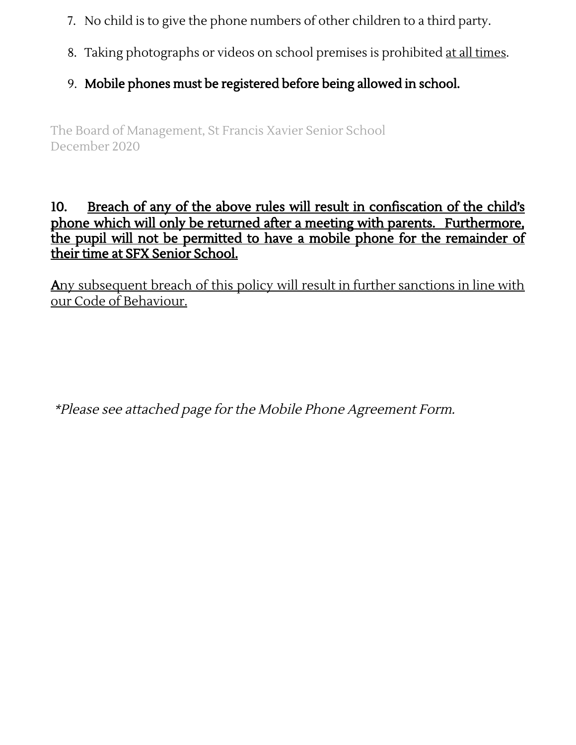7. No child is to give the phone numbers of other children to a third party.

8. Taking photographs or videos on school premises is prohibited <u>at all times</u>.

9. **Mobile phones must be registered before being allowed in school.**

The Board of Management, St Francis Xavier Senior School
December 2020

**10. <u>Breach of any of the above rules will result in confiscation of the child's phone which will only be returned after a meeting with parents. Furthermore, the pupil will not be permitted to have a mobile phone for the remainder of their time at SFX Senior School.</u>**

<u>**A**ny subsequent breach of this policy will result in further sanctions in line with our Code of Behaviour.</u>

*\*Please see attached page for the Mobile Phone Agreement Form.*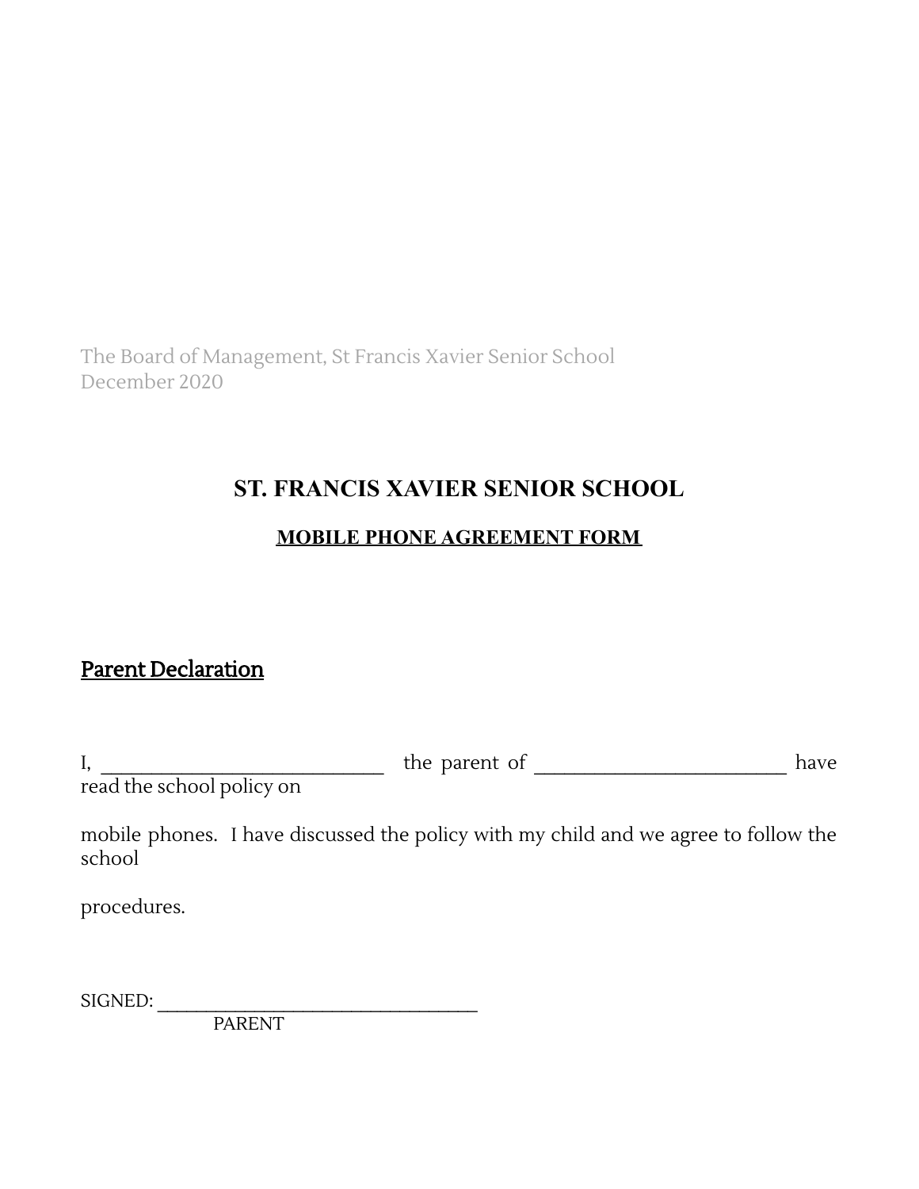The Board of Management, St Francis Xavier Senior School
December 2020

# ST. FRANCIS XAVIER SENIOR SCHOOL

## MOBILE PHONE AGREEMENT FORM

## Parent Declaration

I, ____________________________ the parent of _________________________ have read the school policy on

mobile phones. I have discussed the policy with my child and we agree to follow the school

procedures.

SIGNED: ________________________________
PARENT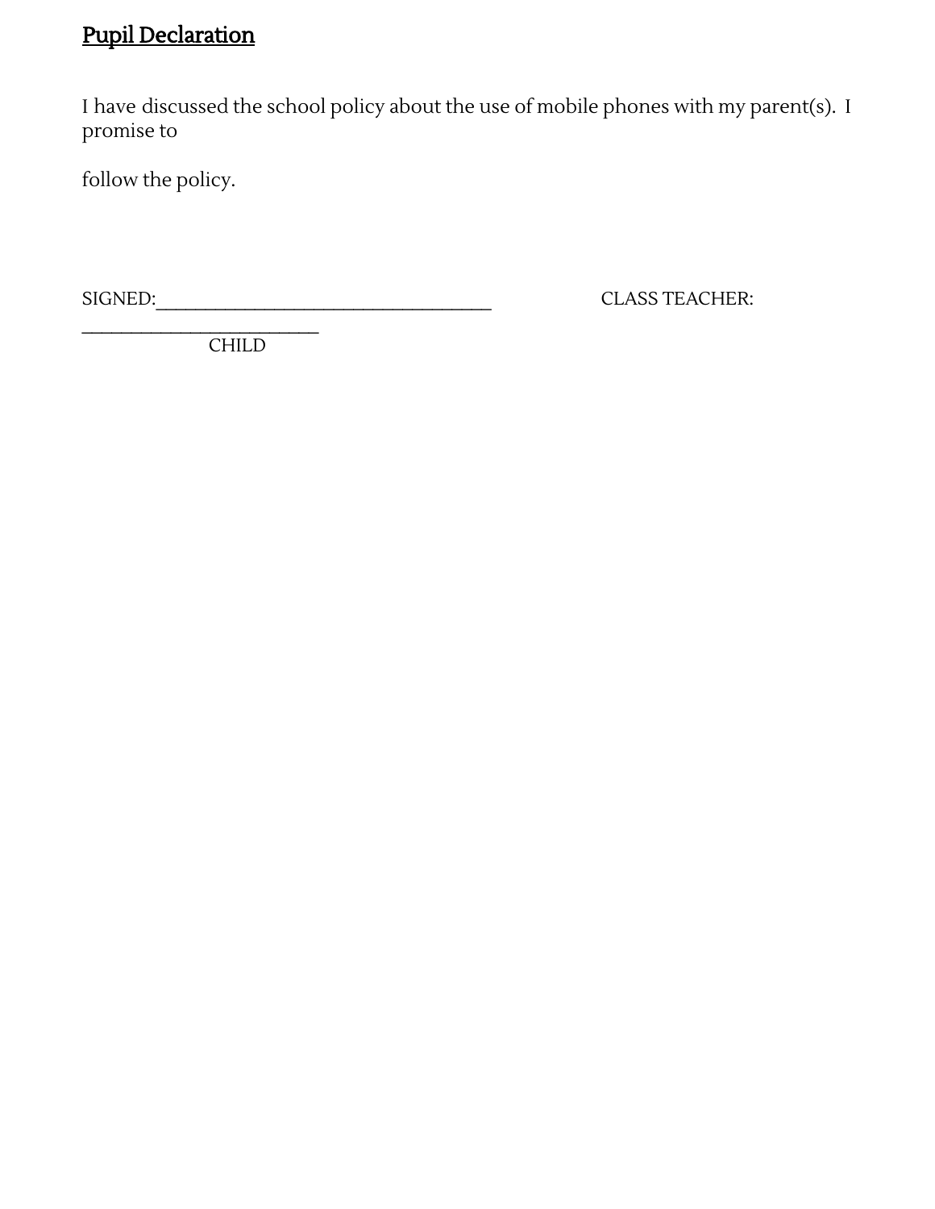## Pupil Declaration

I have discussed the school policy about the use of mobile phones with my parent(s). I promise to

follow the policy.

SIGNED:_________________________________ CLASS TEACHER: _______________________

CHILD